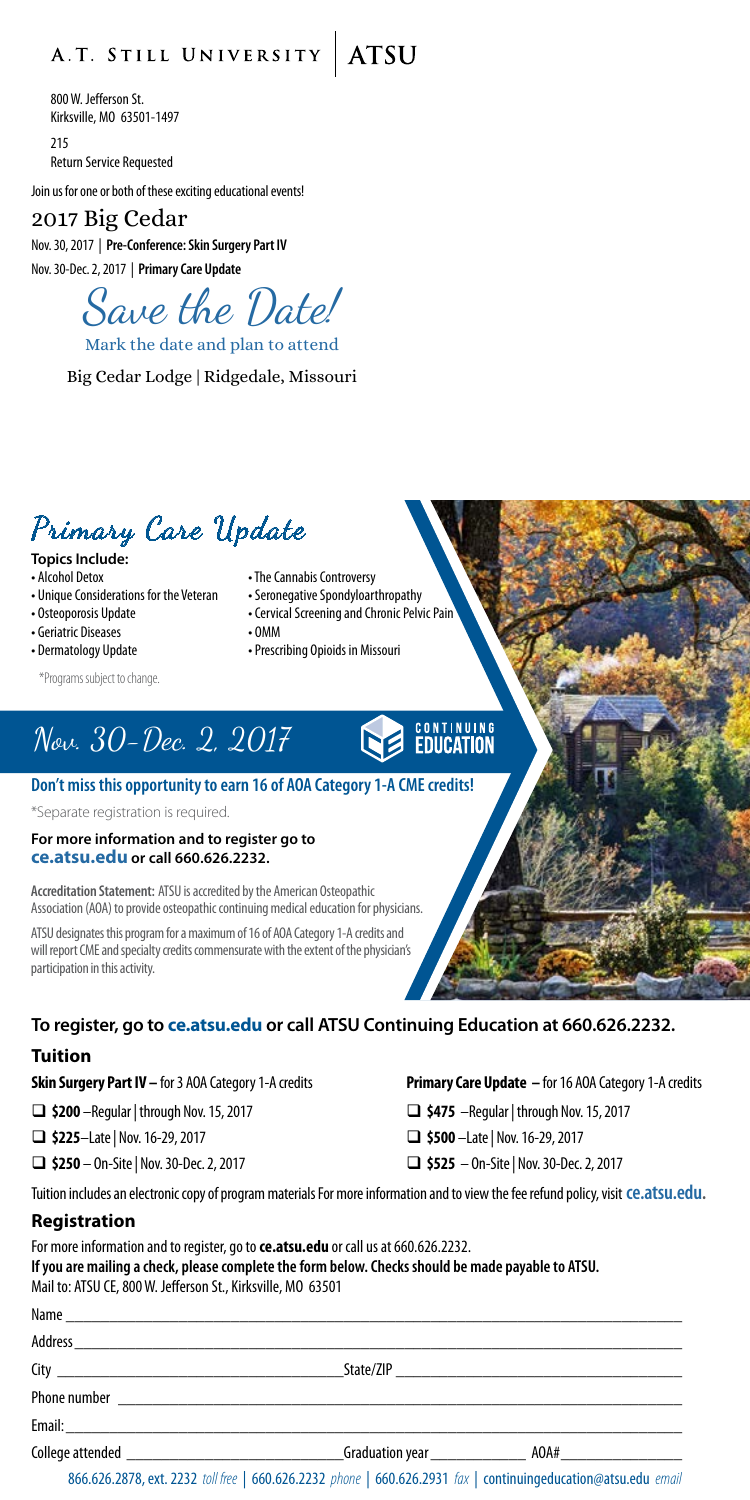# A.T. STILL UNIVERSITY | ATSU

800 W. Jefferson St.
Kirksville, MO 63501-1497

215
Return Service Requested

Join us for one or both of these exciting educational events!

## 2017 Big Cedar

Nov. 30, 2017 | **Pre-Conference: Skin Surgery Part IV**

Nov. 30-Dec. 2, 2017 | **Primary Care Update**

# Save the Date!

Mark the date and plan to attend

Big Cedar Lodge | Ridgedale, Missouri

## Primary Care Update

**Topics Include:**

- Alcohol Detox
- Unique Considerations for the Veteran
- Osteoporosis Update
- Geriatric Diseases
- Dermatology Update
- The Cannabis Controversy
- Seronegative Spondyloarthropathy
- Cervical Screening and Chronic Pelvic Pain
- OMM
- Prescribing Opioids in Missouri

\*Programs subject to change.

## Nov. 30-Dec. 2, 2017

CONTINUING EDUCATION

**Don't miss this opportunity to earn 16 of AOA Category 1-A CME credits!**

\*Separate registration is required.

**For more information and to register go to ce.atsu.edu or call 660.626.2232.**

**Accreditation Statement:** ATSU is accredited by the American Osteopathic Association (AOA) to provide osteopathic continuing medical education for physicians.

ATSU designates this program for a maximum of 16 of AOA Category 1-A credits and will report CME and specialty credits commensurate with the extent of the physician's participation in this activity.

### To register, go to ce.atsu.edu or call ATSU Continuing Education at 660.626.2232.

### Tuition

**Skin Surgery Part IV –** for 3 AOA Category 1-A credits

- ❑ **$200** –Regular | through Nov. 15, 2017
- ❑ **$225**–Late | Nov. 16-29, 2017
- ❑ **$250** – On-Site | Nov. 30-Dec. 2, 2017

**Primary Care Update –** for 16 AOA Category 1-A credits

- ❑ **$475** –Regular | through Nov. 15, 2017
- ❑ **$500** –Late | Nov. 16-29, 2017
- ❑ **$525** – On-Site | Nov. 30-Dec. 2, 2017

Tuition includes an electronic copy of program materials For more information and to view the fee refund policy, visit **ce.atsu.edu.**

### Registration

For more information and to register, go to **ce.atsu.edu** or call us at 660.626.2232.
**If you are mailing a check, please complete the form below. Checks should be made payable to ATSU.**
Mail to: ATSU CE, 800 W. Jefferson St., Kirksville, MO 63501

Name \_\_\_\_\_\_\_\_\_\_\_\_\_\_\_\_\_\_\_\_\_\_\_\_\_\_\_\_\_\_\_\_\_\_\_\_

Address \_\_\_\_\_\_\_\_\_\_\_\_\_\_\_\_\_\_\_\_\_\_\_\_\_\_\_\_\_\_\_\_\_\_\_\_

City \_\_\_\_\_\_\_\_\_\_\_\_\_\_\_\_\_\_ State/ZIP \_\_\_\_\_\_\_\_\_\_\_\_\_\_\_\_\_\_

Phone number \_\_\_\_\_\_\_\_\_\_\_\_\_\_\_\_\_\_\_\_\_\_\_\_\_\_\_\_\_\_\_\_\_\_\_\_

Email: \_\_\_\_\_\_\_\_\_\_\_\_\_\_\_\_\_\_\_\_\_\_\_\_\_\_\_\_\_\_\_\_\_\_\_\_

College attended \_\_\_\_\_\_\_\_\_\_\_\_\_\_ Graduation year \_\_\_\_\_\_\_\_ AOA# \_\_\_\_\_\_\_\_

866.626.2878, ext. 2232 *toll free* | 660.626.2232 *phone* | 660.626.2931 *fax* | continuingeducation@atsu.edu *email*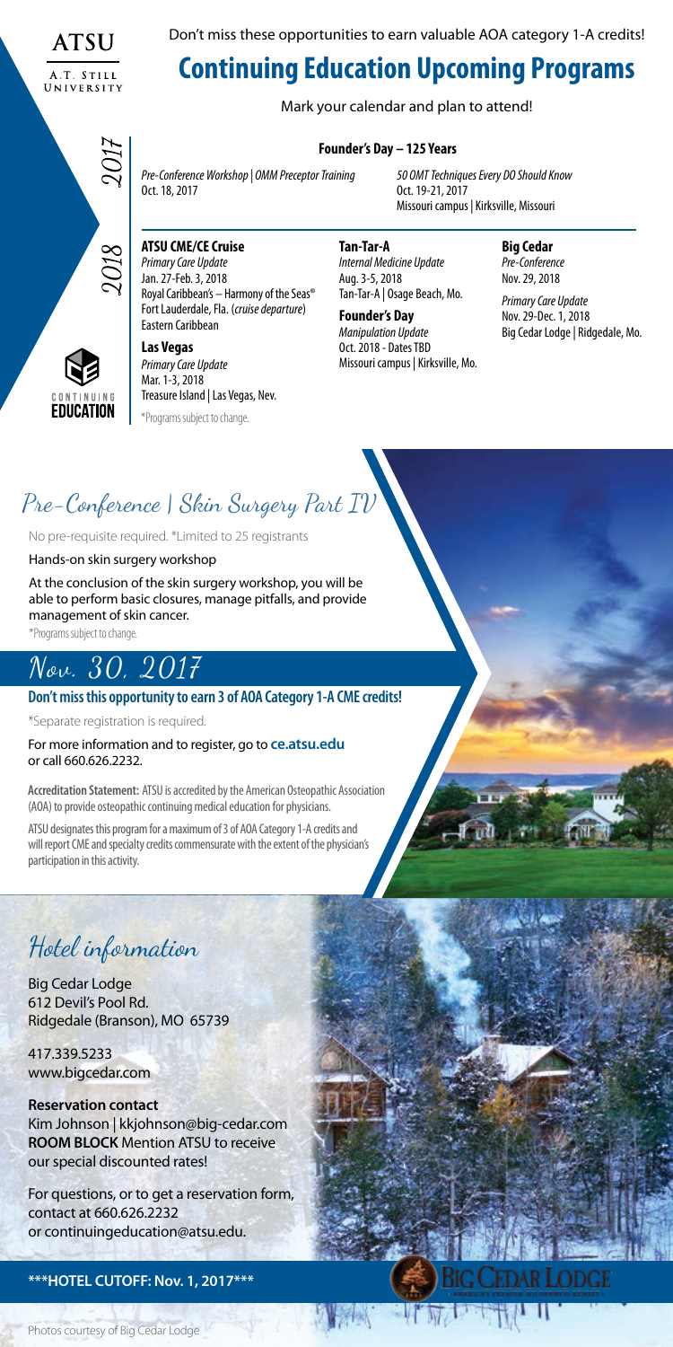ATSU

A.T. STILL UNIVERSITY

Don't miss these opportunities to earn valuable AOA category 1-A credits!

# Continuing Education Upcoming Programs

Mark your calendar and plan to attend!

## 2017

**Founder's Day – 125 Years**

*Pre-Conference Workshop | OMM Preceptor Training*
Oct. 18, 2017

*50 OMT Techniques Every DO Should Know*
Oct. 19-21, 2017
Missouri campus | Kirksville, Missouri

## 2018

**ATSU CME/CE Cruise**
*Primary Care Update*
Jan. 27-Feb. 3, 2018
Royal Caribbean's – Harmony of the Seas®
Fort Lauderdale, Fla. (*cruise departure*)
Eastern Caribbean

**Las Vegas**
*Primary Care Update*
Mar. 1-3, 2018
Treasure Island | Las Vegas, Nev.

**Tan-Tar-A**
*Internal Medicine Update*
Aug. 3-5, 2018
Tan-Tar-A | Osage Beach, Mo.

**Founder's Day**
*Manipulation Update*
Oct. 2018 - Dates TBD
Missouri campus | Kirksville, Mo.

**Big Cedar**
*Pre-Conference*
Nov. 29, 2018

*Primary Care Update*
Nov. 29-Dec. 1, 2018
Big Cedar Lodge | Ridgedale, Mo.

\*Programs subject to change.

CONTINUING EDUCATION

# Pre-Conference | Skin Surgery Part IV

No pre-requisite required. \*Limited to 25 registrants

Hands-on skin surgery workshop

At the conclusion of the skin surgery workshop, you will be able to perform basic closures, manage pitfalls, and provide management of skin cancer.

\*Programs subject to change.

# Nov. 30, 2017

**Don't miss this opportunity to earn 3 of AOA Category 1-A CME credits!**

\*Separate registration is required.

For more information and to register, go to **ce.atsu.edu** or call 660.626.2232.

**Accreditation Statement:** ATSU is accredited by the American Osteopathic Association (AOA) to provide osteopathic continuing medical education for physicians.

ATSU designates this program for a maximum of 3 of AOA Category 1-A credits and will report CME and specialty credits commensurate with the extent of the physician's participation in this activity.

# Hotel information

Big Cedar Lodge
612 Devil's Pool Rd.
Ridgedale (Branson), MO 65739

417.339.5233
www.bigcedar.com

**Reservation contact**
Kim Johnson | kkjohnson@big-cedar.com
**ROOM BLOCK** Mention ATSU to receive our special discounted rates!

For questions, or to get a reservation form, contact at 660.626.2232
or continuingeducation@atsu.edu.

**\*\*\*HOTEL CUTOFF: Nov. 1, 2017\*\*\***

BIG CEDAR LODGE

Photos courtesy of Big Cedar Lodge